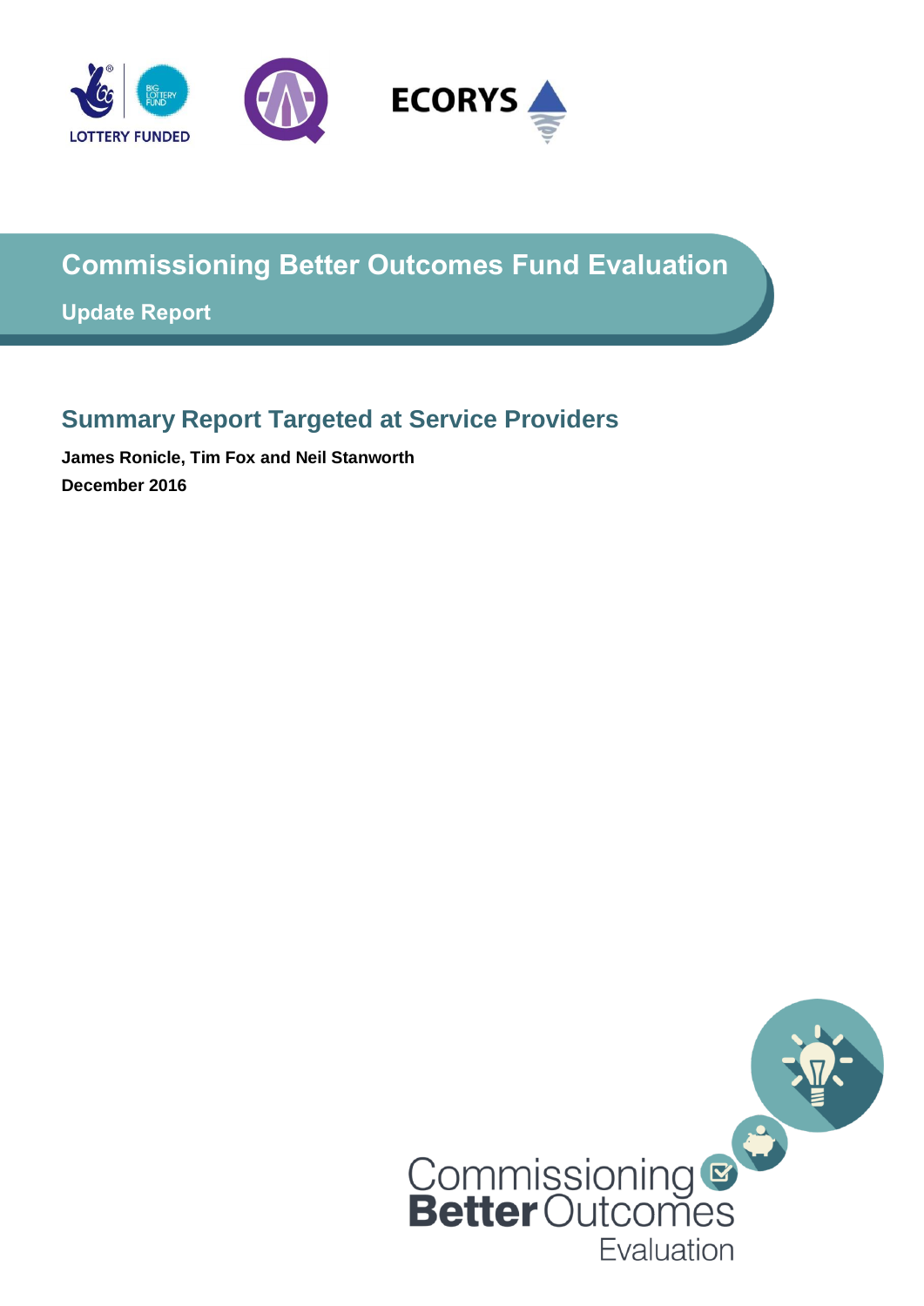LOTTERY FUNDED

ECORYS

# Commissioning Better Outcomes Fund Evaluation

**Update Report**

## Summary Report Targeted at Service Providers

**James Ronicle, Tim Fox and Neil Stanworth**

**December 2016**

Commissioning Better Outcomes Evaluation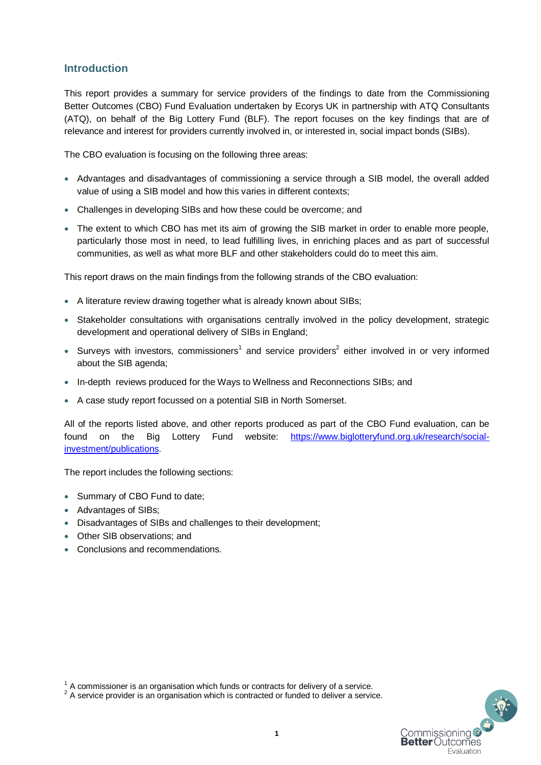## Introduction

This report provides a summary for service providers of the findings to date from the Commissioning Better Outcomes (CBO) Fund Evaluation undertaken by Ecorys UK in partnership with ATQ Consultants (ATQ), on behalf of the Big Lottery Fund (BLF). The report focuses on the key findings that are of relevance and interest for providers currently involved in, or interested in, social impact bonds (SIBs).

The CBO evaluation is focusing on the following three areas:

- Advantages and disadvantages of commissioning a service through a SIB model, the overall added value of using a SIB model and how this varies in different contexts;
- Challenges in developing SIBs and how these could be overcome; and
- The extent to which CBO has met its aim of growing the SIB market in order to enable more people, particularly those most in need, to lead fulfilling lives, in enriching places and as part of successful communities, as well as what more BLF and other stakeholders could do to meet this aim.

This report draws on the main findings from the following strands of the CBO evaluation:

- A literature review drawing together what is already known about SIBs;
- Stakeholder consultations with organisations centrally involved in the policy development, strategic development and operational delivery of SIBs in England;
- Surveys with investors, commissioners[1] and service providers[2] either involved in or very informed about the SIB agenda;
- In-depth reviews produced for the Ways to Wellness and Reconnections SIBs; and
- A case study report focussed on a potential SIB in North Somerset.

All of the reports listed above, and other reports produced as part of the CBO Fund evaluation, can be found on the Big Lottery Fund website: [https://www.biglotteryfund.org.uk/research/social-investment/publications](https://www.biglotteryfund.org.uk/research/social-investment/publications).

The report includes the following sections:

- Summary of CBO Fund to date;
- Advantages of SIBs;
- Disadvantages of SIBs and challenges to their development;
- Other SIB observations; and
- Conclusions and recommendations.

[1] A commissioner is an organisation which funds or contracts for delivery of a service.
[2] A service provider is an organisation which is contracted or funded to deliver a service.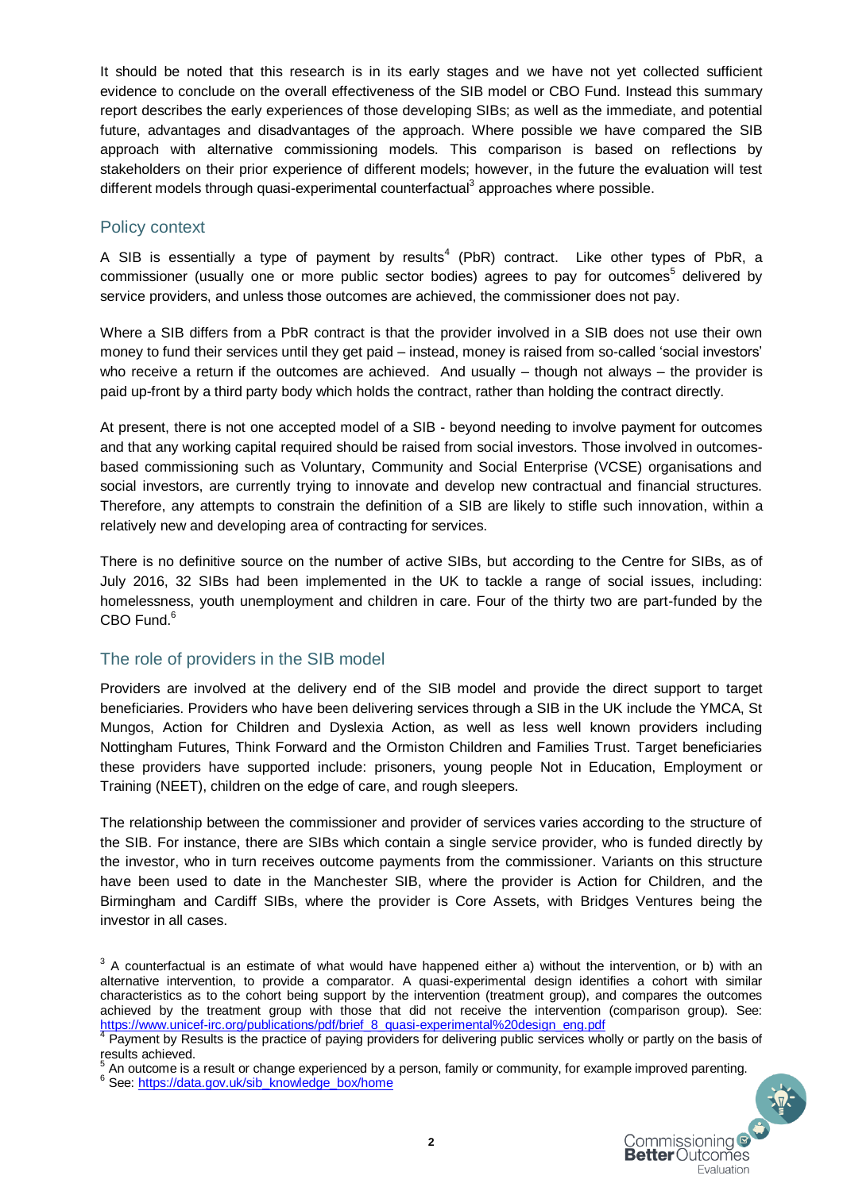It should be noted that this research is in its early stages and we have not yet collected sufficient evidence to conclude on the overall effectiveness of the SIB model or CBO Fund. Instead this summary report describes the early experiences of those developing SIBs; as well as the immediate, and potential future, advantages and disadvantages of the approach. Where possible we have compared the SIB approach with alternative commissioning models. This comparison is based on reflections by stakeholders on their prior experience of different models; however, in the future the evaluation will test different models through quasi-experimental counterfactual[3] approaches where possible.

## Policy context

A SIB is essentially a type of payment by results[4] (PbR) contract. Like other types of PbR, a commissioner (usually one or more public sector bodies) agrees to pay for outcomes[5] delivered by service providers, and unless those outcomes are achieved, the commissioner does not pay.

Where a SIB differs from a PbR contract is that the provider involved in a SIB does not use their own money to fund their services until they get paid – instead, money is raised from so-called 'social investors' who receive a return if the outcomes are achieved. And usually – though not always – the provider is paid up-front by a third party body which holds the contract, rather than holding the contract directly.

At present, there is not one accepted model of a SIB - beyond needing to involve payment for outcomes and that any working capital required should be raised from social investors. Those involved in outcomes-based commissioning such as Voluntary, Community and Social Enterprise (VCSE) organisations and social investors, are currently trying to innovate and develop new contractual and financial structures. Therefore, any attempts to constrain the definition of a SIB are likely to stifle such innovation, within a relatively new and developing area of contracting for services.

There is no definitive source on the number of active SIBs, but according to the Centre for SIBs, as of July 2016, 32 SIBs had been implemented in the UK to tackle a range of social issues, including: homelessness, youth unemployment and children in care. Four of the thirty two are part-funded by the CBO Fund.[6]

## The role of providers in the SIB model

Providers are involved at the delivery end of the SIB model and provide the direct support to target beneficiaries. Providers who have been delivering services through a SIB in the UK include the YMCA, St Mungos, Action for Children and Dyslexia Action, as well as less well known providers including Nottingham Futures, Think Forward and the Ormiston Children and Families Trust. Target beneficiaries these providers have supported include: prisoners, young people Not in Education, Employment or Training (NEET), children on the edge of care, and rough sleepers.

The relationship between the commissioner and provider of services varies according to the structure of the SIB. For instance, there are SIBs which contain a single service provider, who is funded directly by the investor, who in turn receives outcome payments from the commissioner. Variants on this structure have been used to date in the Manchester SIB, where the provider is Action for Children, and the Birmingham and Cardiff SIBs, where the provider is Core Assets, with Bridges Ventures being the investor in all cases.

---

[3] A counterfactual is an estimate of what would have happened either a) without the intervention, or b) with an alternative intervention, to provide a comparator. A quasi-experimental design identifies a cohort with similar characteristics as to the cohort being support by the intervention (treatment group), and compares the outcomes achieved by the treatment group with those that did not receive the intervention (comparison group). See: https://www.unicef-irc.org/publications/pdf/brief_8_quasi-experimental%20design_eng.pdf

[4] Payment by Results is the practice of paying providers for delivering public services wholly or partly on the basis of results achieved.

[5] An outcome is a result or change experienced by a person, family or community, for example improved parenting.

[6] See: https://data.gov.uk/sib_knowledge_box/home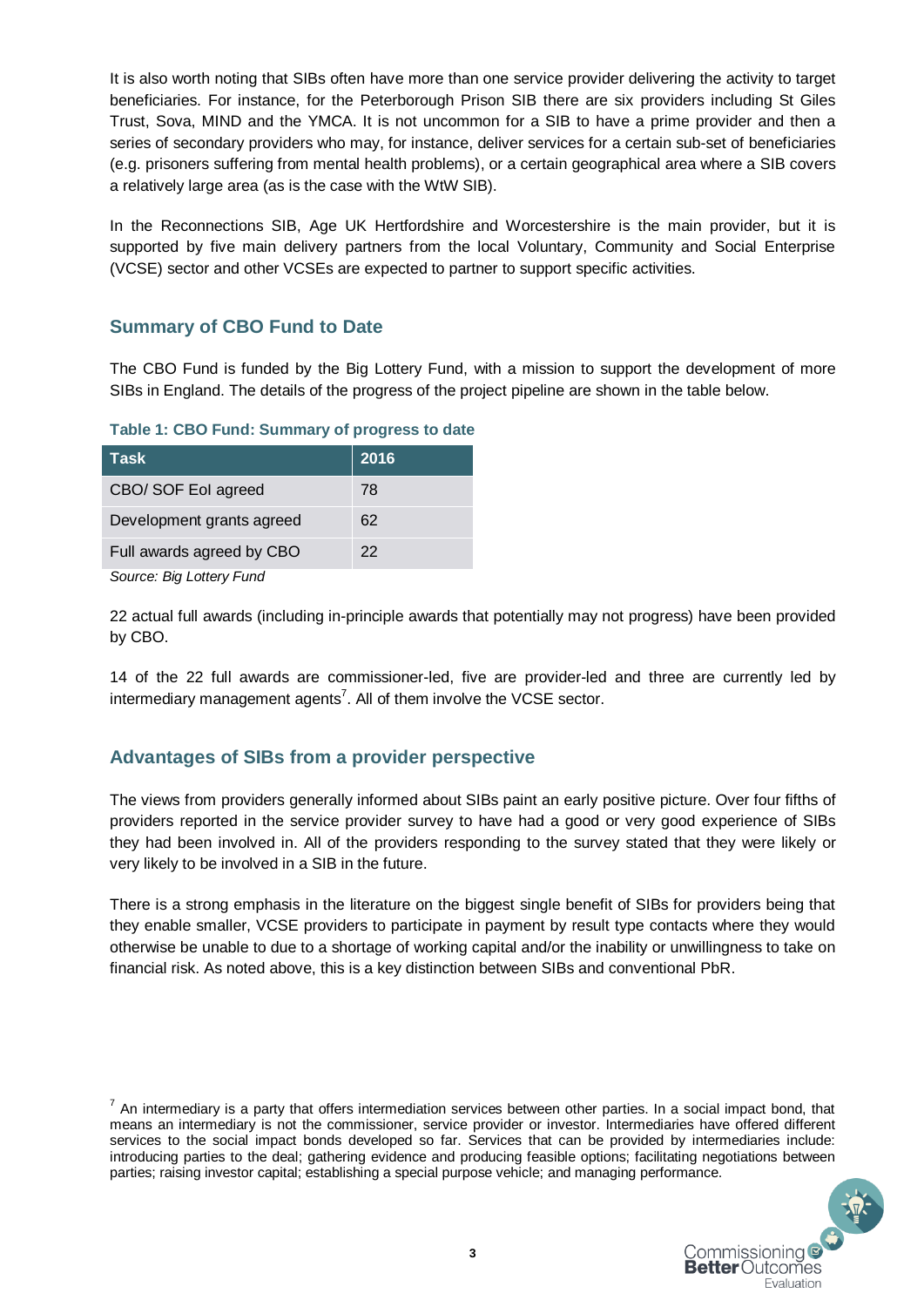It is also worth noting that SIBs often have more than one service provider delivering the activity to target beneficiaries. For instance, for the Peterborough Prison SIB there are six providers including St Giles Trust, Sova, MIND and the YMCA. It is not uncommon for a SIB to have a prime provider and then a series of secondary providers who may, for instance, deliver services for a certain sub-set of beneficiaries (e.g. prisoners suffering from mental health problems), or a certain geographical area where a SIB covers a relatively large area (as is the case with the WtW SIB).

In the Reconnections SIB, Age UK Hertfordshire and Worcestershire is the main provider, but it is supported by five main delivery partners from the local Voluntary, Community and Social Enterprise (VCSE) sector and other VCSEs are expected to partner to support specific activities.

## Summary of CBO Fund to Date

The CBO Fund is funded by the Big Lottery Fund, with a mission to support the development of more SIBs in England. The details of the progress of the project pipeline are shown in the table below.

**Table 1: CBO Fund: Summary of progress to date**

| Task | 2016 |
|---|---|
| CBO/ SOF EoI agreed | 78 |
| Development grants agreed | 62 |
| Full awards agreed by CBO | 22 |

*Source: Big Lottery Fund*

22 actual full awards (including in-principle awards that potentially may not progress) have been provided by CBO.

14 of the 22 full awards are commissioner-led, five are provider-led and three are currently led by intermediary management agents[7]. All of them involve the VCSE sector.

## Advantages of SIBs from a provider perspective

The views from providers generally informed about SIBs paint an early positive picture. Over four fifths of providers reported in the service provider survey to have had a good or very good experience of SIBs they had been involved in. All of the providers responding to the survey stated that they were likely or very likely to be involved in a SIB in the future.

There is a strong emphasis in the literature on the biggest single benefit of SIBs for providers being that they enable smaller, VCSE providers to participate in payment by result type contacts where they would otherwise be unable to due to a shortage of working capital and/or the inability or unwillingness to take on financial risk. As noted above, this is a key distinction between SIBs and conventional PbR.

[7] An intermediary is a party that offers intermediation services between other parties. In a social impact bond, that means an intermediary is not the commissioner, service provider or investor. Intermediaries have offered different services to the social impact bonds developed so far. Services that can be provided by intermediaries include: introducing parties to the deal; gathering evidence and producing feasible options; facilitating negotiations between parties; raising investor capital; establishing a special purpose vehicle; and managing performance.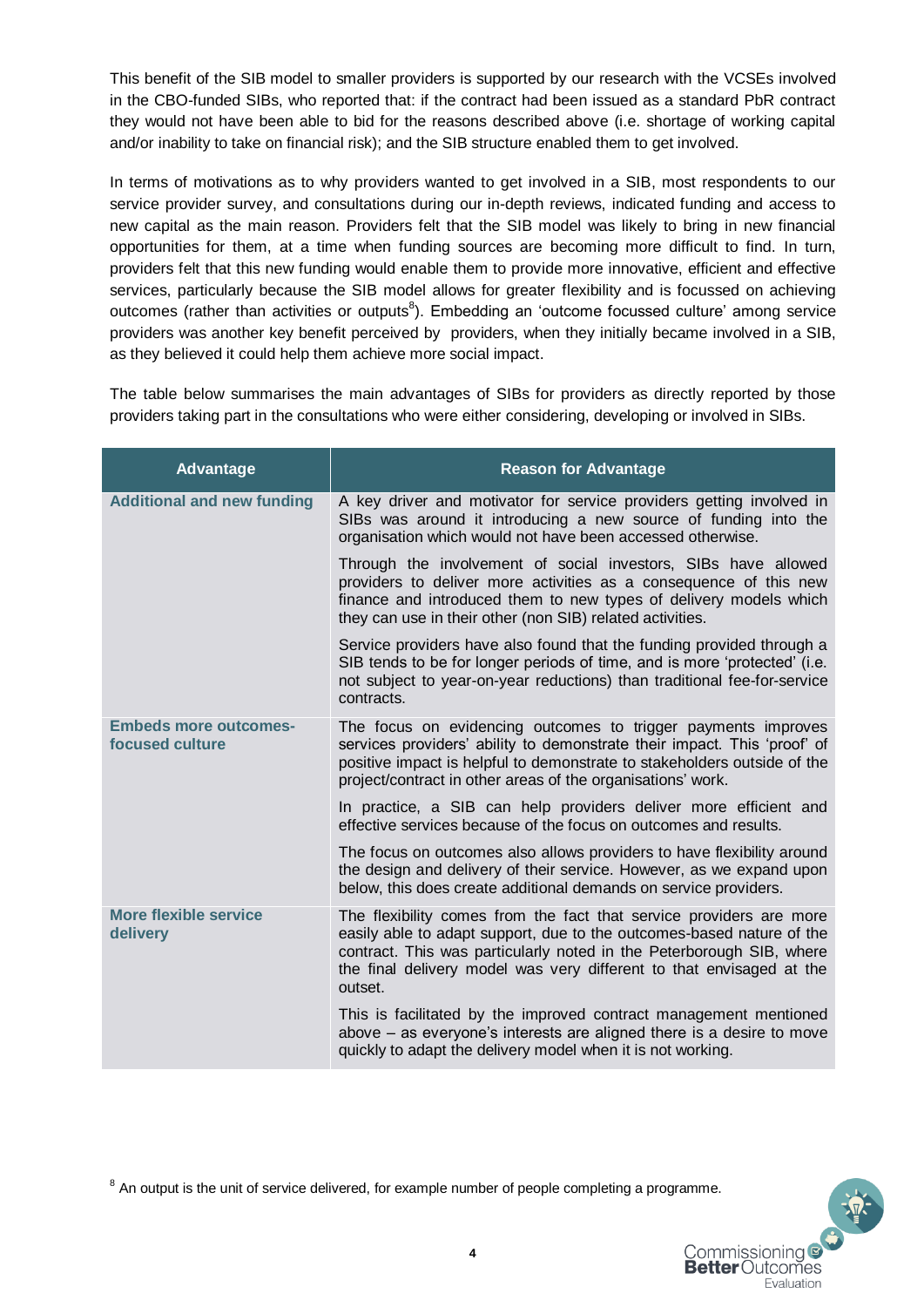This benefit of the SIB model to smaller providers is supported by our research with the VCSEs involved in the CBO-funded SIBs, who reported that: if the contract had been issued as a standard PbR contract they would not have been able to bid for the reasons described above (i.e. shortage of working capital and/or inability to take on financial risk); and the SIB structure enabled them to get involved.

In terms of motivations as to why providers wanted to get involved in a SIB, most respondents to our service provider survey, and consultations during our in-depth reviews, indicated funding and access to new capital as the main reason. Providers felt that the SIB model was likely to bring in new financial opportunities for them, at a time when funding sources are becoming more difficult to find. In turn, providers felt that this new funding would enable them to provide more innovative, efficient and effective services, particularly because the SIB model allows for greater flexibility and is focussed on achieving outcomes (rather than activities or outputs[8]). Embedding an 'outcome focussed culture' among service providers was another key benefit perceived by providers, when they initially became involved in a SIB, as they believed it could help them achieve more social impact.

The table below summarises the main advantages of SIBs for providers as directly reported by those providers taking part in the consultations who were either considering, developing or involved in SIBs.

| Advantage | Reason for Advantage |
|---|---|
| **Additional and new funding** | A key driver and motivator for service providers getting involved in SIBs was around it introducing a new source of funding into the organisation which would not have been accessed otherwise. |
| | Through the involvement of social investors, SIBs have allowed providers to deliver more activities as a consequence of this new finance and introduced them to new types of delivery models which they can use in their other (non SIB) related activities. |
| | Service providers have also found that the funding provided through a SIB tends to be for longer periods of time, and is more 'protected' (i.e. not subject to year-on-year reductions) than traditional fee-for-service contracts. |
| **Embeds more outcomes-focused culture** | The focus on evidencing outcomes to trigger payments improves services providers' ability to demonstrate their impact. This 'proof' of positive impact is helpful to demonstrate to stakeholders outside of the project/contract in other areas of the organisations' work. |
| | In practice, a SIB can help providers deliver more efficient and effective services because of the focus on outcomes and results. |
| | The focus on outcomes also allows providers to have flexibility around the design and delivery of their service. However, as we expand upon below, this does create additional demands on service providers. |
| **More flexible service delivery** | The flexibility comes from the fact that service providers are more easily able to adapt support, due to the outcomes-based nature of the contract. This was particularly noted in the Peterborough SIB, where the final delivery model was very different to that envisaged at the outset. |
| | This is facilitated by the improved contract management mentioned above – as everyone's interests are aligned there is a desire to move quickly to adapt the delivery model when it is not working. |

[8] An output is the unit of service delivered, for example number of people completing a programme.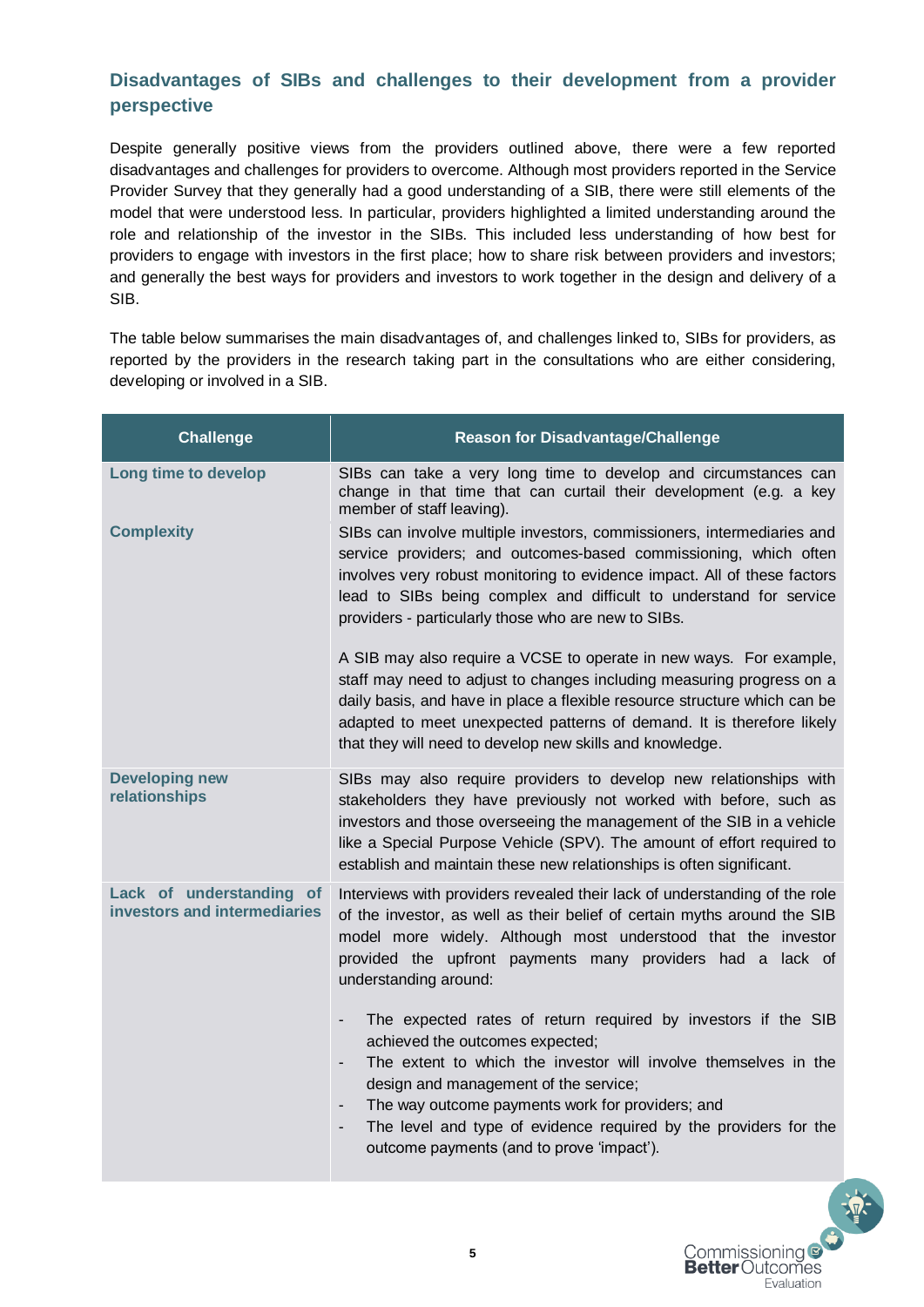## Disadvantages of SIBs and challenges to their development from a provider perspective

Despite generally positive views from the providers outlined above, there were a few reported disadvantages and challenges for providers to overcome. Although most providers reported in the Service Provider Survey that they generally had a good understanding of a SIB, there were still elements of the model that were understood less. In particular, providers highlighted a limited understanding around the role and relationship of the investor in the SIBs. This included less understanding of how best for providers to engage with investors in the first place; how to share risk between providers and investors; and generally the best ways for providers and investors to work together in the design and delivery of a SIB.

The table below summarises the main disadvantages of, and challenges linked to, SIBs for providers, as reported by the providers in the research taking part in the consultations who are either considering, developing or involved in a SIB.

| Challenge | Reason for Disadvantage/Challenge |
|---|---|
| **Long time to develop** | SIBs can take a very long time to develop and circumstances can change in that time that can curtail their development (e.g. a key member of staff leaving). |
| **Complexity** | SIBs can involve multiple investors, commissioners, intermediaries and service providers; and outcomes-based commissioning, which often involves very robust monitoring to evidence impact. All of these factors lead to SIBs being complex and difficult to understand for service providers - particularly those who are new to SIBs.<br><br>A SIB may also require a VCSE to operate in new ways. For example, staff may need to adjust to changes including measuring progress on a daily basis, and have in place a flexible resource structure which can be adapted to meet unexpected patterns of demand. It is therefore likely that they will need to develop new skills and knowledge. |
| **Developing new relationships** | SIBs may also require providers to develop new relationships with stakeholders they have previously not worked with before, such as investors and those overseeing the management of the SIB in a vehicle like a Special Purpose Vehicle (SPV). The amount of effort required to establish and maintain these new relationships is often significant. |
| **Lack of understanding of investors and intermediaries** | Interviews with providers revealed their lack of understanding of the role of the investor, as well as their belief of certain myths around the SIB model more widely. Although most understood that the investor provided the upfront payments many providers had a lack of understanding around:<br><br>- The expected rates of return required by investors if the SIB achieved the outcomes expected;<br>- The extent to which the investor will involve themselves in the design and management of the service;<br>- The way outcome payments work for providers; and<br>- The level and type of evidence required by the providers for the outcome payments (and to prove 'impact'). |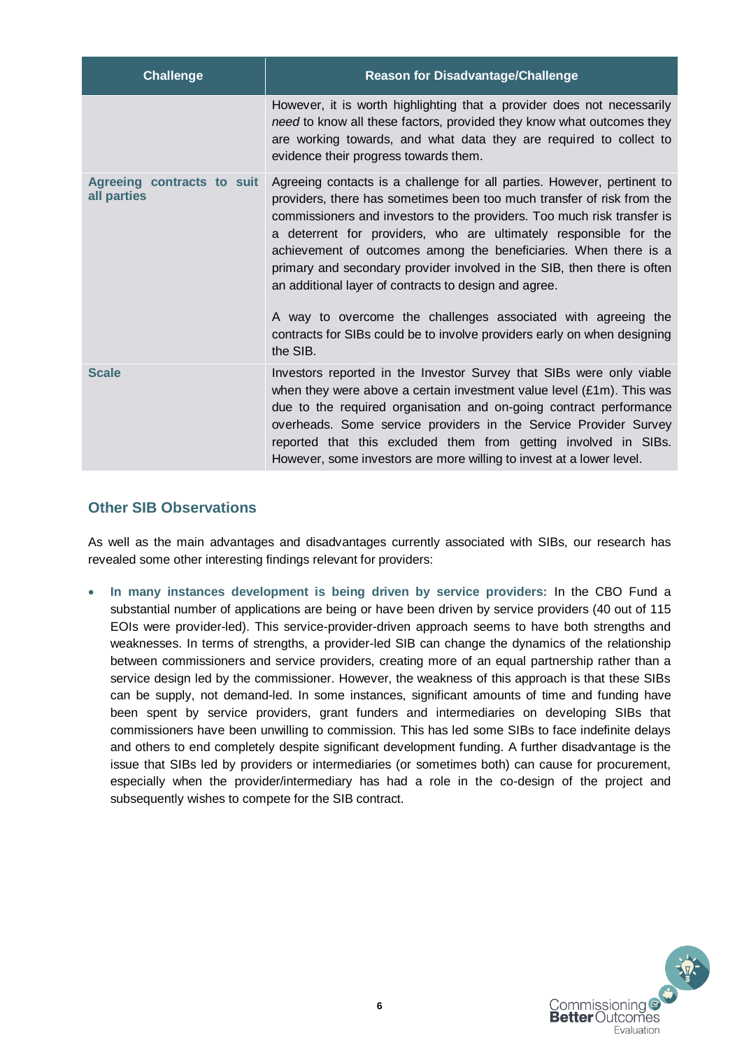| Challenge | Reason for Disadvantage/Challenge |
|---|---|
| | However, it is worth highlighting that a provider does not necessarily *need* to know all these factors, provided they know what outcomes they are working towards, and what data they are required to collect to evidence their progress towards them. |
| **Agreeing contracts to suit all parties** | Agreeing contacts is a challenge for all parties. However, pertinent to providers, there has sometimes been too much transfer of risk from the commissioners and investors to the providers. Too much risk transfer is a deterrent for providers, who are ultimately responsible for the achievement of outcomes among the beneficiaries. When there is a primary and secondary provider involved in the SIB, then there is often an additional layer of contracts to design and agree.<br><br>A way to overcome the challenges associated with agreeing the contracts for SIBs could be to involve providers early on when designing the SIB. |
| **Scale** | Investors reported in the Investor Survey that SIBs were only viable when they were above a certain investment value level (£1m). This was due to the required organisation and on-going contract performance overheads. Some service providers in the Service Provider Survey reported that this excluded them from getting involved in SIBs. However, some investors are more willing to invest at a lower level. |

## Other SIB Observations

As well as the main advantages and disadvantages currently associated with SIBs, our research has revealed some other interesting findings relevant for providers:

- **In many instances development is being driven by service providers:** In the CBO Fund a substantial number of applications are being or have been driven by service providers (40 out of 115 EOIs were provider-led). This service-provider-driven approach seems to have both strengths and weaknesses. In terms of strengths, a provider-led SIB can change the dynamics of the relationship between commissioners and service providers, creating more of an equal partnership rather than a service design led by the commissioner. However, the weakness of this approach is that these SIBs can be supply, not demand-led. In some instances, significant amounts of time and funding have been spent by service providers, grant funders and intermediaries on developing SIBs that commissioners have been unwilling to commission. This has led some SIBs to face indefinite delays and others to end completely despite significant development funding. A further disadvantage is the issue that SIBs led by providers or intermediaries (or sometimes both) can cause for procurement, especially when the provider/intermediary has had a role in the co-design of the project and subsequently wishes to compete for the SIB contract.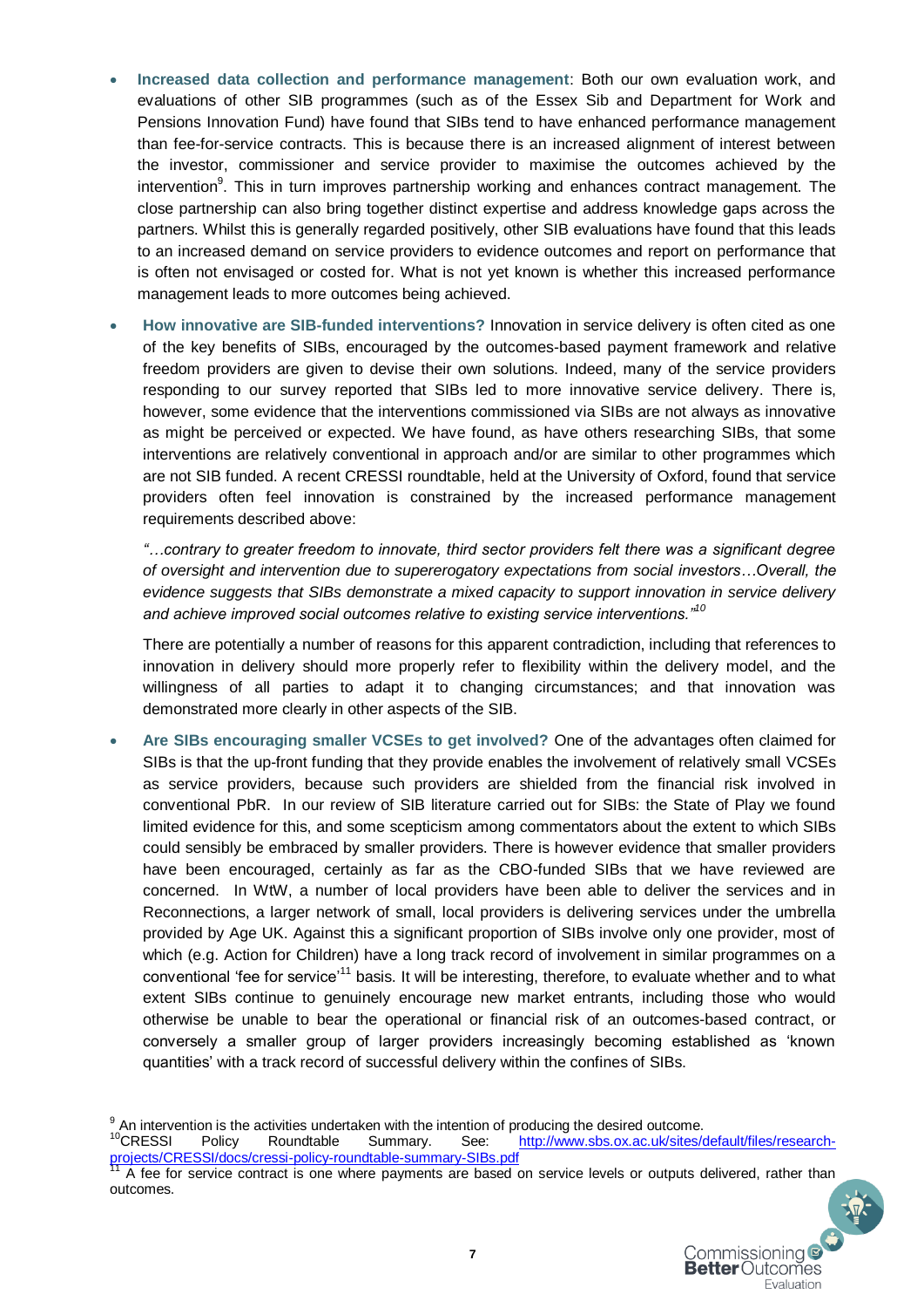- **Increased data collection and performance management**: Both our own evaluation work, and evaluations of other SIB programmes (such as of the Essex Sib and Department for Work and Pensions Innovation Fund) have found that SIBs tend to have enhanced performance management than fee-for-service contracts. This is because there is an increased alignment of interest between the investor, commissioner and service provider to maximise the outcomes achieved by the intervention[9]. This in turn improves partnership working and enhances contract management. The close partnership can also bring together distinct expertise and address knowledge gaps across the partners. Whilst this is generally regarded positively, other SIB evaluations have found that this leads to an increased demand on service providers to evidence outcomes and report on performance that is often not envisaged or costed for. What is not yet known is whether this increased performance management leads to more outcomes being achieved.

- **How innovative are SIB-funded interventions?** Innovation in service delivery is often cited as one of the key benefits of SIBs, encouraged by the outcomes-based payment framework and relative freedom providers are given to devise their own solutions. Indeed, many of the service providers responding to our survey reported that SIBs led to more innovative service delivery. There is, however, some evidence that the interventions commissioned via SIBs are not always as innovative as might be perceived or expected. We have found, as have others researching SIBs, that some interventions are relatively conventional in approach and/or are similar to other programmes which are not SIB funded. A recent CRESSI roundtable, held at the University of Oxford, found that service providers often feel innovation is constrained by the increased performance management requirements described above:

  *"…contrary to greater freedom to innovate, third sector providers felt there was a significant degree of oversight and intervention due to supererogatory expectations from social investors…Overall, the evidence suggests that SIBs demonstrate a mixed capacity to support innovation in service delivery and achieve improved social outcomes relative to existing service interventions."*[10]

  There are potentially a number of reasons for this apparent contradiction, including that references to innovation in delivery should more properly refer to flexibility within the delivery model, and the willingness of all parties to adapt it to changing circumstances; and that innovation was demonstrated more clearly in other aspects of the SIB.

- **Are SIBs encouraging smaller VCSEs to get involved?** One of the advantages often claimed for SIBs is that the up-front funding that they provide enables the involvement of relatively small VCSEs as service providers, because such providers are shielded from the financial risk involved in conventional PbR. In our review of SIB literature carried out for SIBs: the State of Play we found limited evidence for this, and some scepticism among commentators about the extent to which SIBs could sensibly be embraced by smaller providers. There is however evidence that smaller providers have been encouraged, certainly as far as the CBO-funded SIBs that we have reviewed are concerned. In WtW, a number of local providers have been able to deliver the services and in Reconnections, a larger network of small, local providers is delivering services under the umbrella provided by Age UK. Against this a significant proportion of SIBs involve only one provider, most of which (e.g. Action for Children) have a long track record of involvement in similar programmes on a conventional 'fee for service'[11] basis. It will be interesting, therefore, to evaluate whether and to what extent SIBs continue to genuinely encourage new market entrants, including those who would otherwise be unable to bear the operational or financial risk of an outcomes-based contract, or conversely a smaller group of larger providers increasingly becoming established as 'known quantities' with a track record of successful delivery within the confines of SIBs.

---

[9] An intervention is the activities undertaken with the intention of producing the desired outcome.

[10] CRESSI Policy Roundtable Summary. See: http://www.sbs.ox.ac.uk/sites/default/files/research-projects/CRESSI/docs/cressi-policy-roundtable-summary-SIBs.pdf

[11] A fee for service contract is one where payments are based on service levels or outputs delivered, rather than outcomes.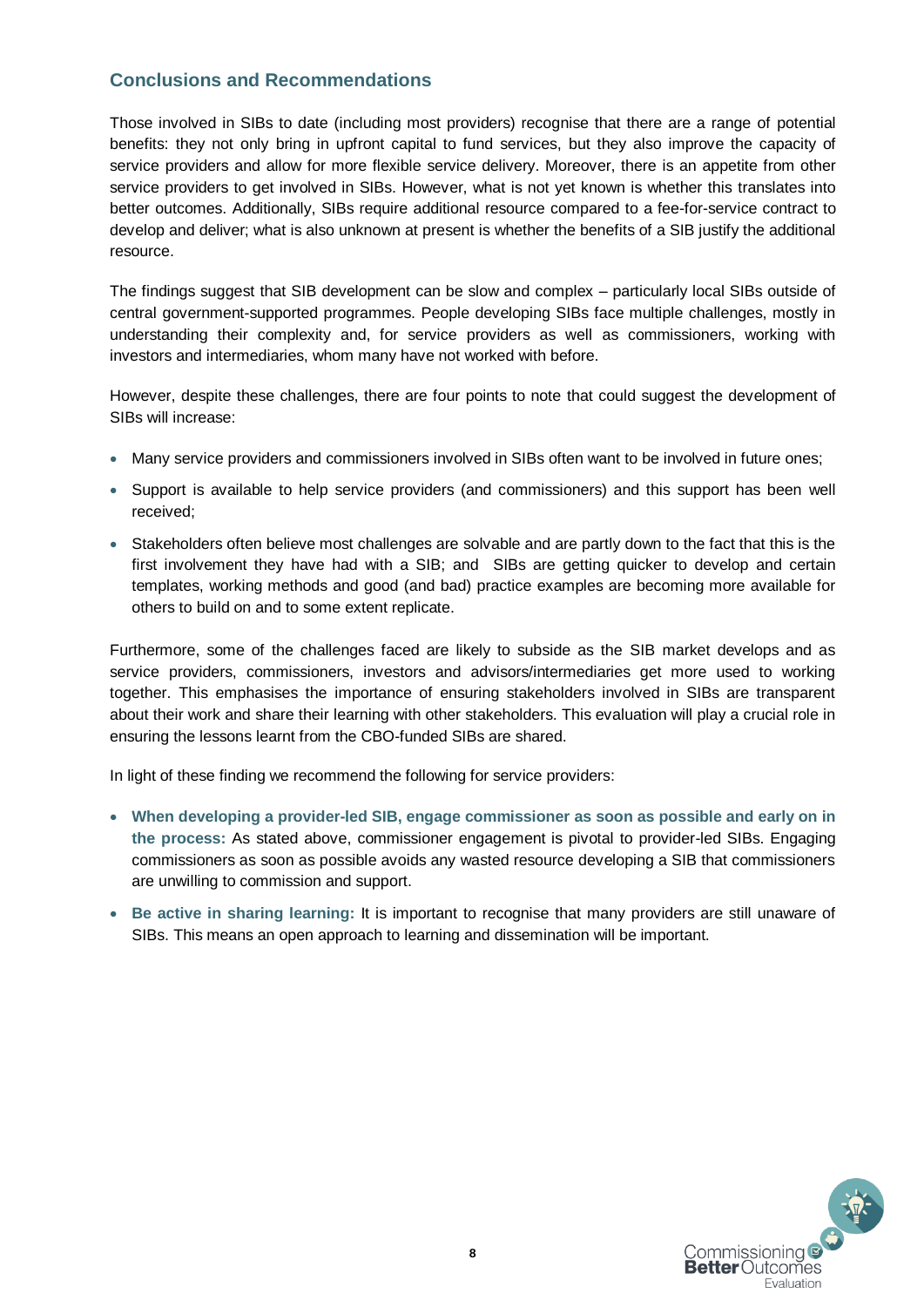## Conclusions and Recommendations

Those involved in SIBs to date (including most providers) recognise that there are a range of potential benefits: they not only bring in upfront capital to fund services, but they also improve the capacity of service providers and allow for more flexible service delivery. Moreover, there is an appetite from other service providers to get involved in SIBs. However, what is not yet known is whether this translates into better outcomes. Additionally, SIBs require additional resource compared to a fee-for-service contract to develop and deliver; what is also unknown at present is whether the benefits of a SIB justify the additional resource.

The findings suggest that SIB development can be slow and complex – particularly local SIBs outside of central government-supported programmes. People developing SIBs face multiple challenges, mostly in understanding their complexity and, for service providers as well as commissioners, working with investors and intermediaries, whom many have not worked with before.

However, despite these challenges, there are four points to note that could suggest the development of SIBs will increase:

- Many service providers and commissioners involved in SIBs often want to be involved in future ones;
- Support is available to help service providers (and commissioners) and this support has been well received;
- Stakeholders often believe most challenges are solvable and are partly down to the fact that this is the first involvement they have had with a SIB; and SIBs are getting quicker to develop and certain templates, working methods and good (and bad) practice examples are becoming more available for others to build on and to some extent replicate.

Furthermore, some of the challenges faced are likely to subside as the SIB market develops and as service providers, commissioners, investors and advisors/intermediaries get more used to working together. This emphasises the importance of ensuring stakeholders involved in SIBs are transparent about their work and share their learning with other stakeholders. This evaluation will play a crucial role in ensuring the lessons learnt from the CBO-funded SIBs are shared.

In light of these finding we recommend the following for service providers:

- **When developing a provider-led SIB, engage commissioner as soon as possible and early on in the process:** As stated above, commissioner engagement is pivotal to provider-led SIBs. Engaging commissioners as soon as possible avoids any wasted resource developing a SIB that commissioners are unwilling to commission and support.
- **Be active in sharing learning:** It is important to recognise that many providers are still unaware of SIBs. This means an open approach to learning and dissemination will be important.